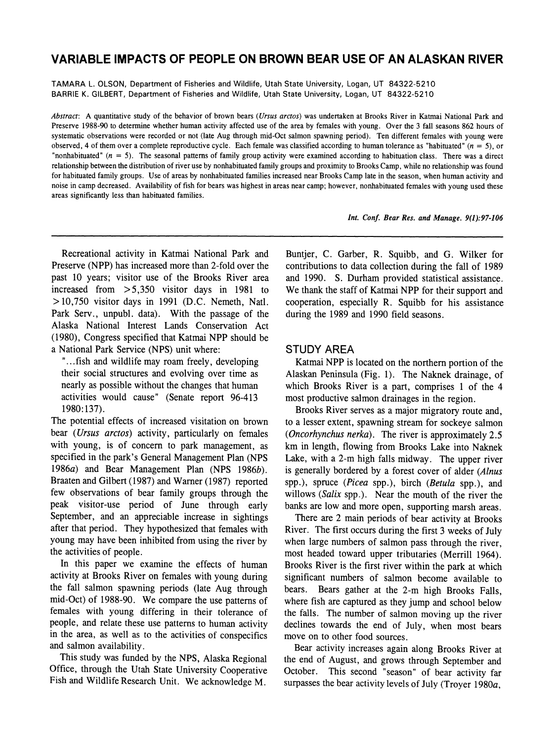# VARIABLE IMPACTS OF PEOPLE ON BROWN BEAR USE OF AN ALASKAN RIVER

TAMARA L. OLSON, Department of Fisheries and Wildlife, Utah State University, Logan, UT 84322-5210
BARRIE K. GILBERT, Department of Fisheries and Wildlife, Utah State University, Logan, UT 84322-5210

*Abstract*: A quantitative study of the behavior of brown bears (*Ursus arctos*) was undertaken at Brooks River in Katmai National Park and Preserve 1988-90 to determine whether human activity affected use of the area by females with young. Over the 3 fall seasons 862 hours of systematic observations were recorded or not (late Aug through mid-Oct salmon spawning period). Ten different females with young were observed, 4 of them over a complete reproductive cycle. Each female was classified according to human tolerance as "habituated" ($n = 5$), or "nonhabituated" ($n = 5$). The seasonal patterns of family group activity were examined according to habituation class. There was a direct relationship between the distribution of river use by nonhabituated family groups and proximity to Brooks Camp, while no relationship was found for habituated family groups. Use of areas by nonhabituated families increased near Brooks Camp late in the season, when human activity and noise in camp decreased. Availability of fish for bears was highest in areas near camp; however, nonhabituated females with young used these areas significantly less than habituated families.

*Int. Conf. Bear Res. and Manage. 9(1):97-106*

Recreational activity in Katmai National Park and Preserve (NPP) has increased more than 2-fold over the past 10 years; visitor use of the Brooks River area increased from >5,350 visitor days in 1981 to >10,750 visitor days in 1991 (D.C. Nemeth, Natl. Park Serv., unpubl. data). With the passage of the Alaska National Interest Lands Conservation Act (1980), Congress specified that Katmai NPP should be a National Park Service (NPS) unit where:

> "...fish and wildlife may roam freely, developing their social structures and evolving over time as nearly as possible without the changes that human activities would cause" (Senate report 96-413 1980:137).

The potential effects of increased visitation on brown bear (*Ursus arctos*) activity, particularly on females with young, is of concern to park management, as specified in the park's General Management Plan (NPS 1986*a*) and Bear Management Plan (NPS 1986*b*). Braaten and Gilbert (1987) and Warner (1987) reported few observations of bear family groups through the peak visitor-use period of June through early September, and an appreciable increase in sightings after that period. They hypothesized that females with young may have been inhibited from using the river by the activities of people.

In this paper we examine the effects of human activity at Brooks River on females with young during the fall salmon spawning periods (late Aug through mid-Oct) of 1988-90. We compare the use patterns of females with young differing in their tolerance of people, and relate these use patterns to human activity in the area, as well as to the activities of conspecifics and salmon availability.

This study was funded by the NPS, Alaska Regional Office, through the Utah State University Cooperative Fish and Wildlife Research Unit. We acknowledge M. Buntjer, C. Garber, R. Squibb, and G. Wilker for contributions to data collection during the fall of 1989 and 1990. S. Durham provided statistical assistance. We thank the staff of Katmai NPP for their support and cooperation, especially R. Squibb for his assistance during the 1989 and 1990 field seasons.

## STUDY AREA

Katmai NPP is located on the northern portion of the Alaskan Peninsula (Fig. 1). The Naknek drainage, of which Brooks River is a part, comprises 1 of the 4 most productive salmon drainages in the region.

Brooks River serves as a major migratory route and, to a lesser extent, spawning stream for sockeye salmon (*Oncorhynchus nerka*). The river is approximately 2.5 km in length, flowing from Brooks Lake into Naknek Lake, with a 2-m high falls midway. The upper river is generally bordered by a forest cover of alder (*Alnus* spp.), spruce (*Picea* spp.), birch (*Betula* spp.), and willows (*Salix* spp.). Near the mouth of the river the banks are low and more open, supporting marsh areas.

There are 2 main periods of bear activity at Brooks River. The first occurs during the first 3 weeks of July when large numbers of salmon pass through the river, most headed toward upper tributaries (Merrill 1964). Brooks River is the first river within the park at which significant numbers of salmon become available to bears. Bears gather at the 2-m high Brooks Falls, where fish are captured as they jump and school below the falls. The number of salmon moving up the river declines towards the end of July, when most bears move on to other food sources.

Bear activity increases again along Brooks River at the end of August, and grows through September and October. This second "season" of bear activity far surpasses the bear activity levels of July (Troyer 1980*a*,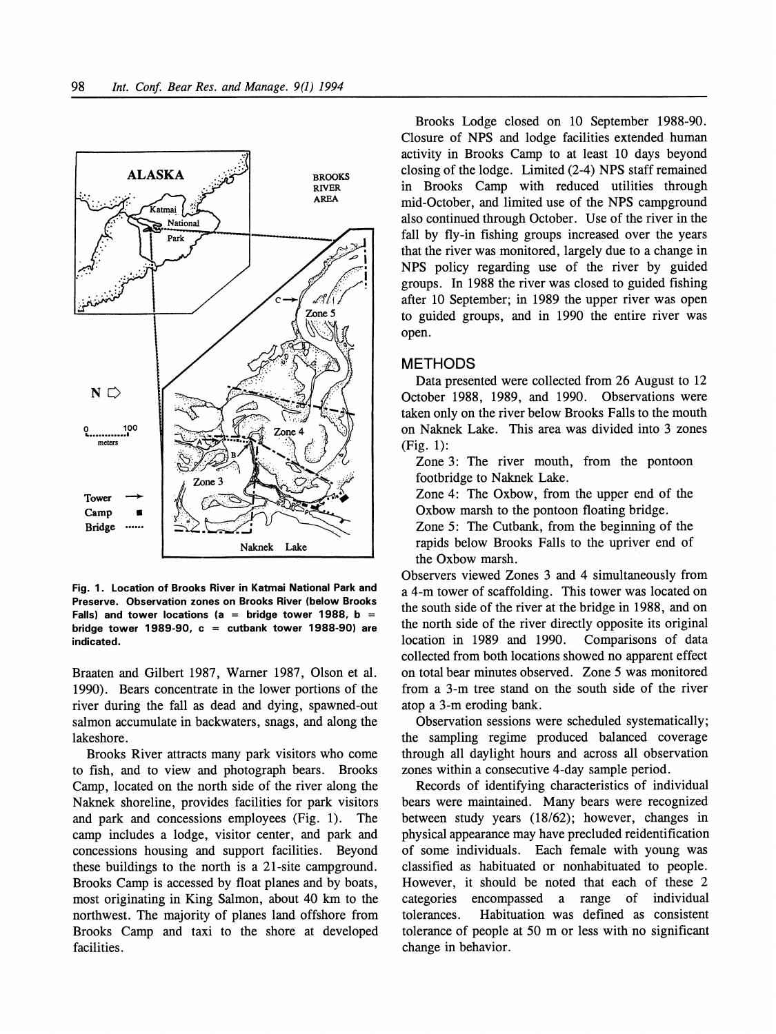Fig. 1. Location of Brooks River in Katmai National Park and Preserve. Observation zones on Brooks River (below Brooks Falls) and tower locations (a = bridge tower 1988, b = bridge tower 1989-90, c = cutbank tower 1988-90) are indicated.

Braaten and Gilbert 1987, Warner 1987, Olson et al. 1990). Bears concentrate in the lower portions of the river during the fall as dead and dying, spawned-out salmon accumulate in backwaters, snags, and along the lakeshore.

Brooks River attracts many park visitors who come to fish, and to view and photograph bears. Brooks Camp, located on the north side of the river along the Naknek shoreline, provides facilities for park visitors and park and concessions employees (Fig. 1). The camp includes a lodge, visitor center, and park and concessions housing and support facilities. Beyond these buildings to the north is a 21-site campground. Brooks Camp is accessed by float planes and by boats, most originating in King Salmon, about 40 km to the northwest. The majority of planes land offshore from Brooks Camp and taxi to the shore at developed facilities.

Brooks Lodge closed on 10 September 1988-90. Closure of NPS and lodge facilities extended human activity in Brooks Camp to at least 10 days beyond closing of the lodge. Limited (2-4) NPS staff remained in Brooks Camp with reduced utilities through mid-October, and limited use of the NPS campground also continued through October. Use of the river in the fall by fly-in fishing groups increased over the years that the river was monitored, largely due to a change in NPS policy regarding use of the river by guided groups. In 1988 the river was closed to guided fishing after 10 September; in 1989 the upper river was open to guided groups, and in 1990 the entire river was open.

## METHODS

Data presented were collected from 26 August to 12 October 1988, 1989, and 1990. Observations were taken only on the river below Brooks Falls to the mouth on Naknek Lake. This area was divided into 3 zones (Fig. 1):

Zone 3: The river mouth, from the pontoon footbridge to Naknek Lake.

Zone 4: The Oxbow, from the upper end of the Oxbow marsh to the pontoon floating bridge.

Zone 5: The Cutbank, from the beginning of the rapids below Brooks Falls to the upriver end of the Oxbow marsh.

Observers viewed Zones 3 and 4 simultaneously from a 4-m tower of scaffolding. This tower was located on the south side of the river at the bridge in 1988, and on the north side of the river directly opposite its original location in 1989 and 1990. Comparisons of data collected from both locations showed no apparent effect on total bear minutes observed. Zone 5 was monitored from a 3-m tree stand on the south side of the river atop a 3-m eroding bank.

Observation sessions were scheduled systematically; the sampling regime produced balanced coverage through all daylight hours and across all observation zones within a consecutive 4-day sample period.

Records of identifying characteristics of individual bears were maintained. Many bears were recognized between study years (18/62); however, changes in physical appearance may have precluded reidentification of some individuals. Each female with young was classified as habituated or nonhabituated to people. However, it should be noted that each of these 2 categories encompassed a range of individual tolerances. Habituation was defined as consistent tolerance of people at 50 m or less with no significant change in behavior.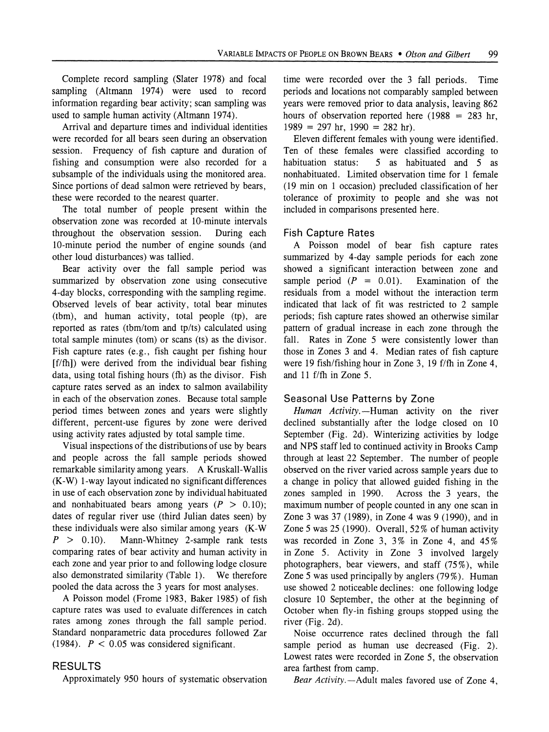Complete record sampling (Slater 1978) and focal sampling (Altmann 1974) were used to record information regarding bear activity; scan sampling was used to sample human activity (Altmann 1974).

Arrival and departure times and individual identities were recorded for all bears seen during an observation session. Frequency of fish capture and duration of fishing and consumption were also recorded for a subsample of the individuals using the monitored area. Since portions of dead salmon were retrieved by bears, these were recorded to the nearest quarter.

The total number of people present within the observation zone was recorded at 10-minute intervals throughout the observation session. During each 10-minute period the number of engine sounds (and other loud disturbances) was tallied.

Bear activity over the fall sample period was summarized by observation zone using consecutive 4-day blocks, corresponding with the sampling regime. Observed levels of bear activity, total bear minutes (tbm), and human activity, total people (tp), are reported as rates (tbm/tom and tp/ts) calculated using total sample minutes (tom) or scans (ts) as the divisor. Fish capture rates (e.g., fish caught per fishing hour [f/fh]) were derived from the individual bear fishing data, using total fishing hours (fh) as the divisor. Fish capture rates served as an index to salmon availability in each of the observation zones. Because total sample period times between zones and years were slightly different, percent-use figures by zone were derived using activity rates adjusted by total sample time.

Visual inspections of the distributions of use by bears and people across the fall sample periods showed remarkable similarity among years. A Kruskall-Wallis (K-W) 1-way layout indicated no significant differences in use of each observation zone by individual habituated and nonhabituated bears among years ($P > 0.10$); dates of regular river use (third Julian dates seen) by these individuals were also similar among years (K-W $P > 0.10$). Mann-Whitney 2-sample rank tests comparing rates of bear activity and human activity in each zone and year prior to and following lodge closure also demonstrated similarity (Table 1). We therefore pooled the data across the 3 years for most analyses.

A Poisson model (Frome 1983, Baker 1985) of fish capture rates was used to evaluate differences in catch rates among zones through the fall sample period. Standard nonparametric data procedures followed Zar (1984). $P < 0.05$ was considered significant.

## RESULTS

Approximately 950 hours of systematic observation time were recorded over the 3 fall periods. Time periods and locations not comparably sampled between years were removed prior to data analysis, leaving 862 hours of observation reported here (1988 = 283 hr, 1989 = 297 hr, 1990 = 282 hr).

Eleven different females with young were identified. Ten of these females were classified according to habituation status: 5 as habituated and 5 as nonhabituated. Limited observation time for 1 female (19 min on 1 occasion) precluded classification of her tolerance of proximity to people and she was not included in comparisons presented here.

### Fish Capture Rates

A Poisson model of bear fish capture rates summarized by 4-day sample periods for each zone showed a significant interaction between zone and sample period ($P = 0.01$). Examination of the residuals from a model without the interaction term indicated that lack of fit was restricted to 2 sample periods; fish capture rates showed an otherwise similar pattern of gradual increase in each zone through the fall. Rates in Zone 5 were consistently lower than those in Zones 3 and 4. Median rates of fish capture were 19 fish/fishing hour in Zone 3, 19 f/fh in Zone 4, and 11 f/fh in Zone 5.

### Seasonal Use Patterns by Zone

*Human Activity.*—Human activity on the river declined substantially after the lodge closed on 10 September (Fig. 2d). Winterizing activities by lodge and NPS staff led to continued activity in Brooks Camp through at least 22 September. The number of people observed on the river varied across sample years due to a change in policy that allowed guided fishing in the zones sampled in 1990. Across the 3 years, the maximum number of people counted in any one scan in Zone 3 was 37 (1989), in Zone 4 was 9 (1990), and in Zone 5 was 25 (1990). Overall, 52% of human activity was recorded in Zone 3, 3% in Zone 4, and 45% in Zone 5. Activity in Zone 3 involved largely photographers, bear viewers, and staff (75%), while Zone 5 was used principally by anglers (79%). Human use showed 2 noticeable declines: one following lodge closure 10 September, the other at the beginning of October when fly-in fishing groups stopped using the river (Fig. 2d).

Noise occurrence rates declined through the fall sample period as human use decreased (Fig. 2). Lowest rates were recorded in Zone 5, the observation area farthest from camp.

*Bear Activity.*—Adult males favored use of Zone 4,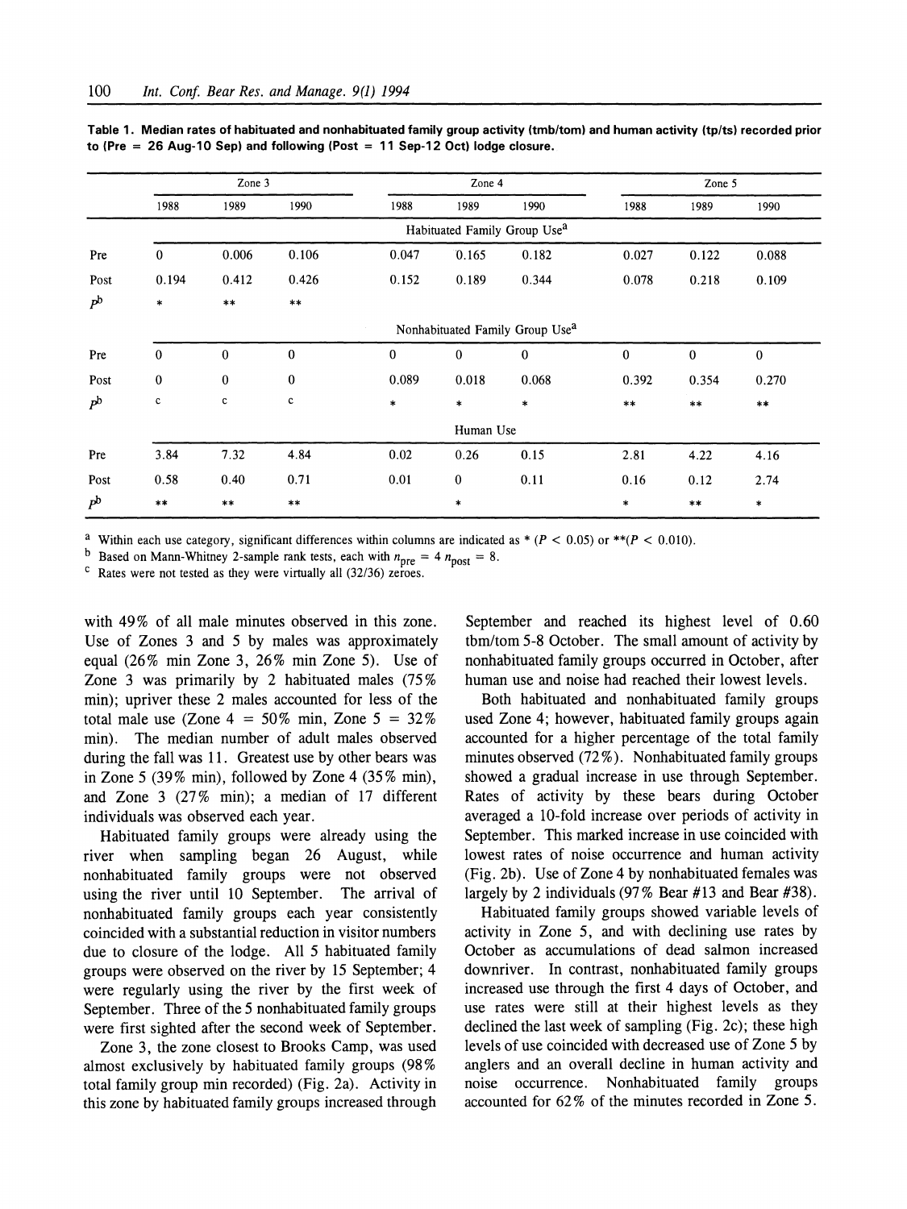**Table 1. Median rates of habituated and nonhabituated family group activity (tmb/tom) and human activity (tp/ts) recorded prior to (Pre = 26 Aug-10 Sep) and following (Post = 11 Sep-12 Oct) lodge closure.**

| | Zone 3 | | | Zone 4 | | | Zone 5 | | |
|---|---|---|---|---|---|---|---|---|---|
| | 1988 | 1989 | 1990 | 1988 | 1989 | 1990 | 1988 | 1989 | 1990 |
| | Habituated Family Group Use[a] | | | | | | | | |
| Pre | 0 | 0.006 | 0.106 | 0.047 | 0.165 | 0.182 | 0.027 | 0.122 | 0.088 |
| Post | 0.194 | 0.412 | 0.426 | 0.152 | 0.189 | 0.344 | 0.078 | 0.218 | 0.109 |
| $P^b$ | * | ** | ** | | | | | | |
| | Nonhabituated Family Group Use[a] | | | | | | | | |
| Pre | 0 | 0 | 0 | 0 | 0 | 0 | 0 | 0 | 0 |
| Post | 0 | 0 | 0 | 0.089 | 0.018 | 0.068 | 0.392 | 0.354 | 0.270 |
| $P^b$ | c | c | c | * | * | * | ** | ** | ** |
| | Human Use | | | | | | | | |
| Pre | 3.84 | 7.32 | 4.84 | 0.02 | 0.26 | 0.15 | 2.81 | 4.22 | 4.16 |
| Post | 0.58 | 0.40 | 0.71 | 0.01 | 0 | 0.11 | 0.16 | 0.12 | 2.74 |
| $P^b$ | ** | ** | ** | | * | | * | ** | * |

[a] Within each use category, significant differences within columns are indicated as * ($P < 0.05$) or **($P < 0.010$).

[b] Based on Mann-Whitney 2-sample rank tests, each with $n_{pre} = 4$ $n_{post} = 8$.

[c] Rates were not tested as they were virtually all (32/36) zeroes.

with 49% of all male minutes observed in this zone. Use of Zones 3 and 5 by males was approximately equal (26% min Zone 3, 26% min Zone 5). Use of Zone 3 was primarily by 2 habituated males (75% min); upriver these 2 males accounted for less of the total male use (Zone 4 = 50% min, Zone 5 = 32% min). The median number of adult males observed during the fall was 11. Greatest use by other bears was in Zone 5 (39% min), followed by Zone 4 (35% min), and Zone 3 (27% min); a median of 17 different individuals was observed each year.

Habituated family groups were already using the river when sampling began 26 August, while nonhabituated family groups were not observed using the river until 10 September. The arrival of nonhabituated family groups each year consistently coincided with a substantial reduction in visitor numbers due to closure of the lodge. All 5 habituated family groups were observed on the river by 15 September; 4 were regularly using the river by the first week of September. Three of the 5 nonhabituated family groups were first sighted after the second week of September.

Zone 3, the zone closest to Brooks Camp, was used almost exclusively by habituated family groups (98% total family group min recorded) (Fig. 2a). Activity in this zone by habituated family groups increased through September and reached its highest level of 0.60 tbm/tom 5-8 October. The small amount of activity by nonhabituated family groups occurred in October, after human use and noise had reached their lowest levels.

Both habituated and nonhabituated family groups used Zone 4; however, habituated family groups again accounted for a higher percentage of the total family minutes observed (72%). Nonhabituated family groups showed a gradual increase in use through September. Rates of activity by these bears during October averaged a 10-fold increase over periods of activity in September. This marked increase in use coincided with lowest rates of noise occurrence and human activity (Fig. 2b). Use of Zone 4 by nonhabituated females was largely by 2 individuals (97% Bear #13 and Bear #38).

Habituated family groups showed variable levels of activity in Zone 5, and with declining use rates by October as accumulations of dead salmon increased downriver. In contrast, nonhabituated family groups increased use through the first 4 days of October, and use rates were still at their highest levels as they declined the last week of sampling (Fig. 2c); these high levels of use coincided with decreased use of Zone 5 by anglers and an overall decline in human activity and noise occurrence. Nonhabituated family groups accounted for 62% of the minutes recorded in Zone 5.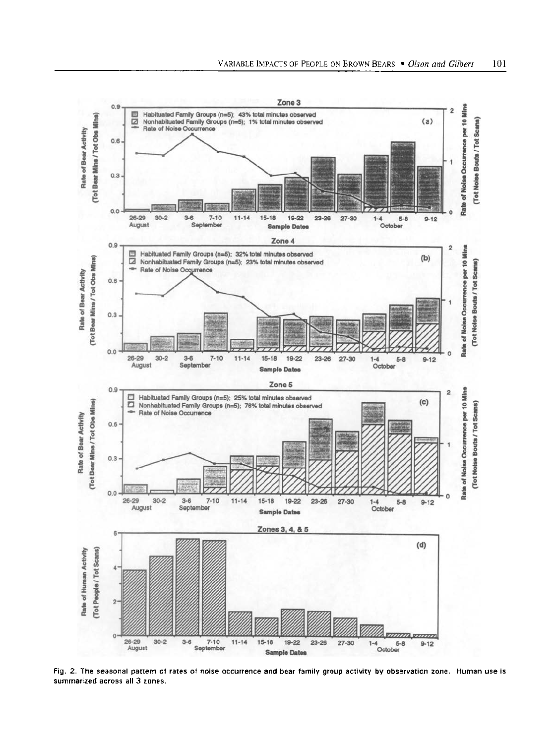Fig. 2. The seasonal pattern of rates of noise occurrence and bear family group activity by observation zone. Human use is summarized across all 3 zones.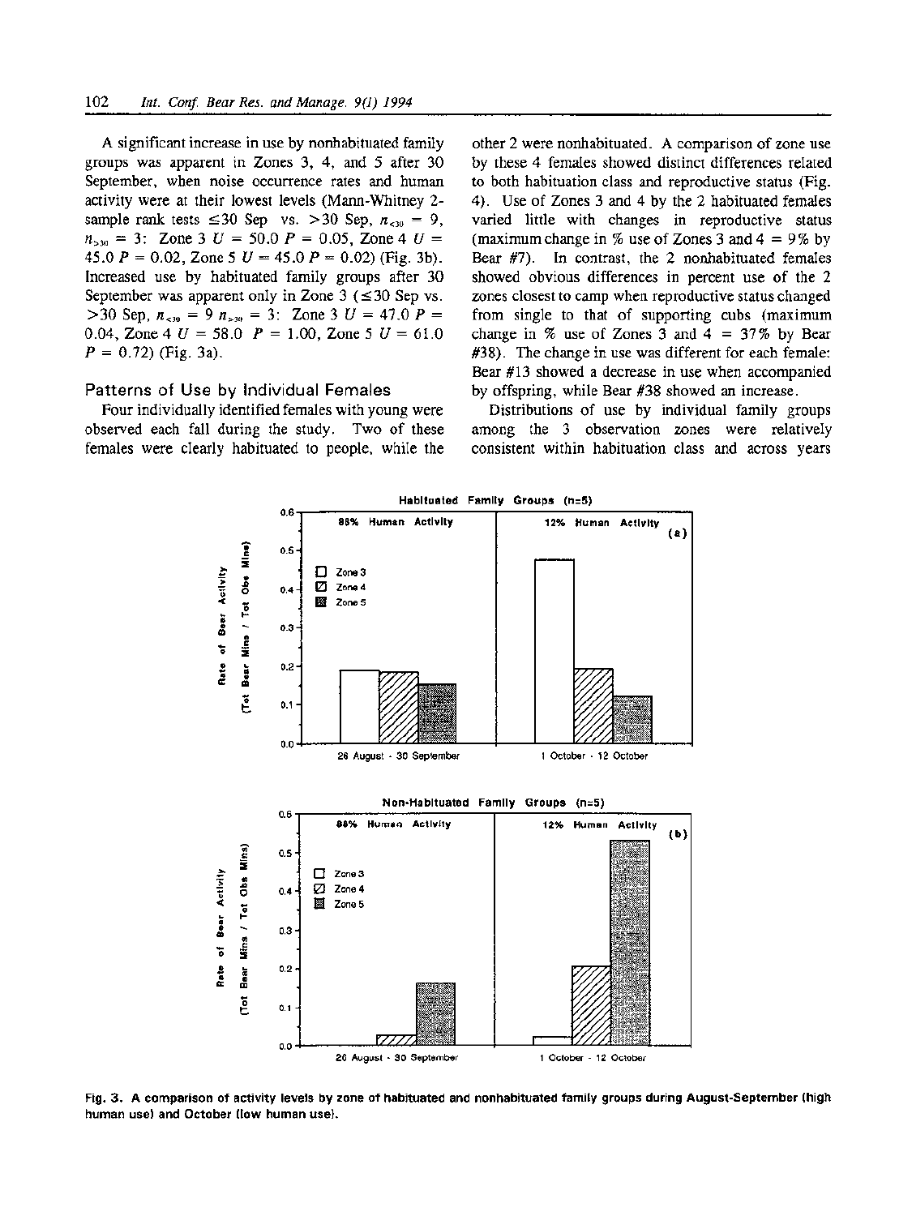A significant increase in use by nonhabituated family groups was apparent in Zones 3, 4, and 5 after 30 September, when noise occurrence rates and human activity were at their lowest levels (Mann-Whitney 2-sample rank tests ≤30 Sep vs. >30 Sep, $n_{<30} = 9$, $n_{>30} = 3$: Zone 3 $U = 50.0$ $P = 0.05$, Zone 4 $U = 45.0$ $P = 0.02$, Zone 5 $U = 45.0$ $P = 0.02$) (Fig. 3b). Increased use by habituated family groups after 30 September was apparent only in Zone 3 (≤30 Sep vs. >30 Sep, $n_{<30} = 9$ $n_{>30} = 3$: Zone 3 $U = 47.0$ $P = 0.04$, Zone 4 $U = 58.0$ $P = 1.00$, Zone 5 $U = 61.0$ $P = 0.72$) (Fig. 3a).

### Patterns of Use by Individual Females

Four individually identified females with young were observed each fall during the study. Two of these females were clearly habituated to people, while the other 2 were nonhabituated. A comparison of zone use by these 4 females showed distinct differences related to both habituation class and reproductive status (Fig. 4). Use of Zones 3 and 4 by the 2 habituated females varied little with changes in reproductive status (maximum change in % use of Zones 3 and 4 = 9% by Bear #7). In contrast, the 2 nonhabituated females showed obvious differences in percent use of the 2 zones closest to camp when reproductive status changed from single to that of supporting cubs (maximum change in % use of Zones 3 and 4 = 37% by Bear #38). The change in use was different for each female: Bear #13 showed a decrease in use when accompanied by offspring, while Bear #38 showed an increase.

Distributions of use by individual family groups among the 3 observation zones were relatively consistent within habituation class and across years

Fig. 3. A comparison of activity levels by zone of habituated and nonhabituated family groups during August-September (high human use) and October (low human use).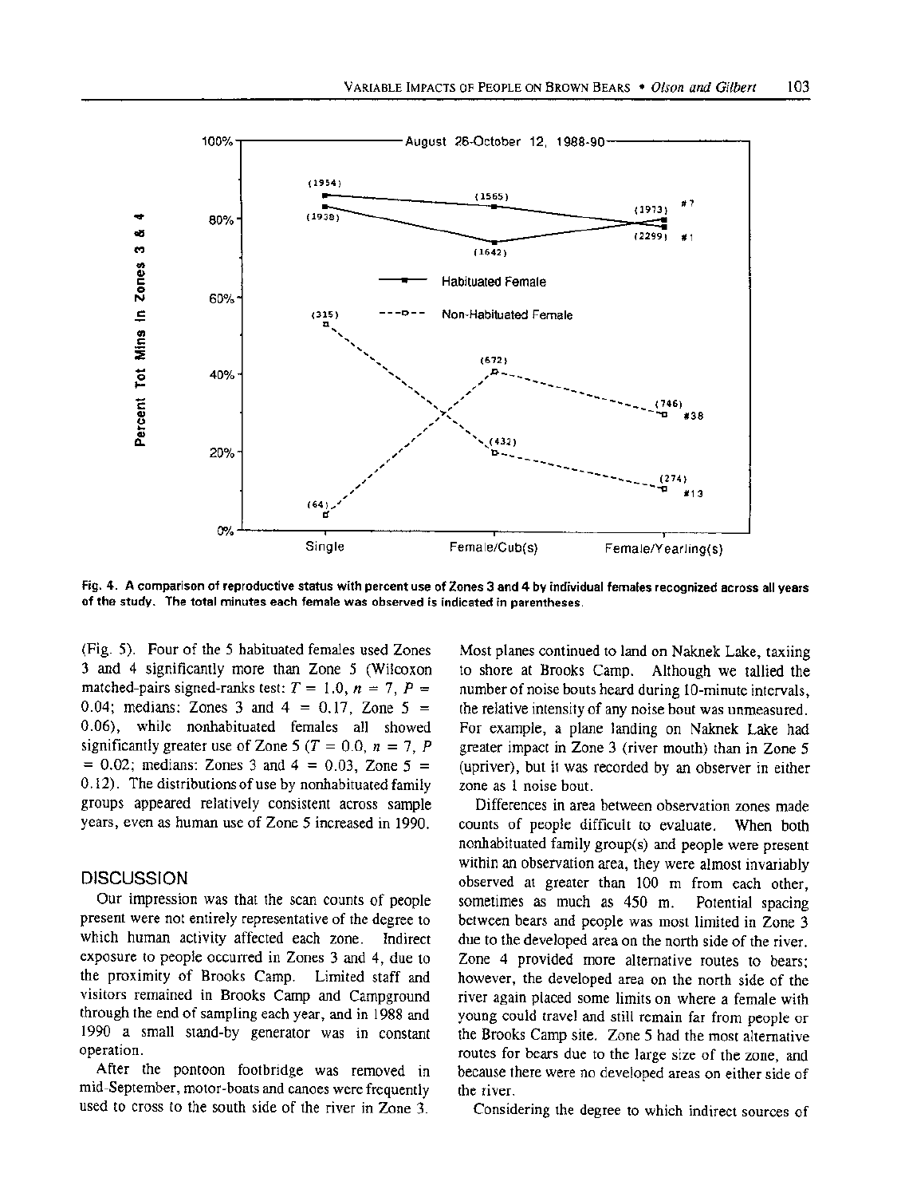Fig. 4. A comparison of reproductive status with percent use of Zones 3 and 4 by individual females recognized across all years of the study. The total minutes each female was observed is indicated in parentheses.

(Fig. 5). Four of the 5 habituated females used Zones 3 and 4 significantly more than Zone 5 (Wilcoxon matched-pairs signed-ranks test: $T = 1.0$, $n = 7$, $P = 0.04$; medians: Zones 3 and 4 = 0.17, Zone 5 = 0.06), while nonhabituated females all showed significantly greater use of Zone 5 ($T = 0.0$, $n = 7$, $P = 0.02$; medians: Zones 3 and 4 = 0.03, Zone 5 = 0.12). The distributions of use by nonhabituated family groups appeared relatively consistent across sample years, even as human use of Zone 5 increased in 1990.

## DISCUSSION

Our impression was that the scan counts of people present were not entirely representative of the degree to which human activity affected each zone. Indirect exposure to people occurred in Zones 3 and 4, due to the proximity of Brooks Camp. Limited staff and visitors remained in Brooks Camp and Campground through the end of sampling each year, and in 1988 and 1990 a small stand-by generator was in constant operation.

After the pontoon footbridge was removed in mid-September, motor-boats and canoes were frequently used to cross to the south side of the river in Zone 3. Most planes continued to land on Naknek Lake, taxiing to shore at Brooks Camp. Although we tallied the number of noise bouts heard during 10-minute intervals, the relative intensity of any noise bout was unmeasured. For example, a plane landing on Naknek Lake had greater impact in Zone 3 (river mouth) than in Zone 5 (upriver), but it was recorded by an observer in either zone as 1 noise bout.

Differences in area between observation zones made counts of people difficult to evaluate. When both nonhabituated family group(s) and people were present within an observation area, they were almost invariably observed at greater than 100 m from each other, sometimes as much as 450 m. Potential spacing between bears and people was most limited in Zone 3 due to the developed area on the north side of the river. Zone 4 provided more alternative routes to bears; however, the developed area on the north side of the river again placed some limits on where a female with young could travel and still remain far from people or the Brooks Camp site. Zone 5 had the most alternative routes for bears due to the large size of the zone, and because there were no developed areas on either side of the river.

Considering the degree to which indirect sources of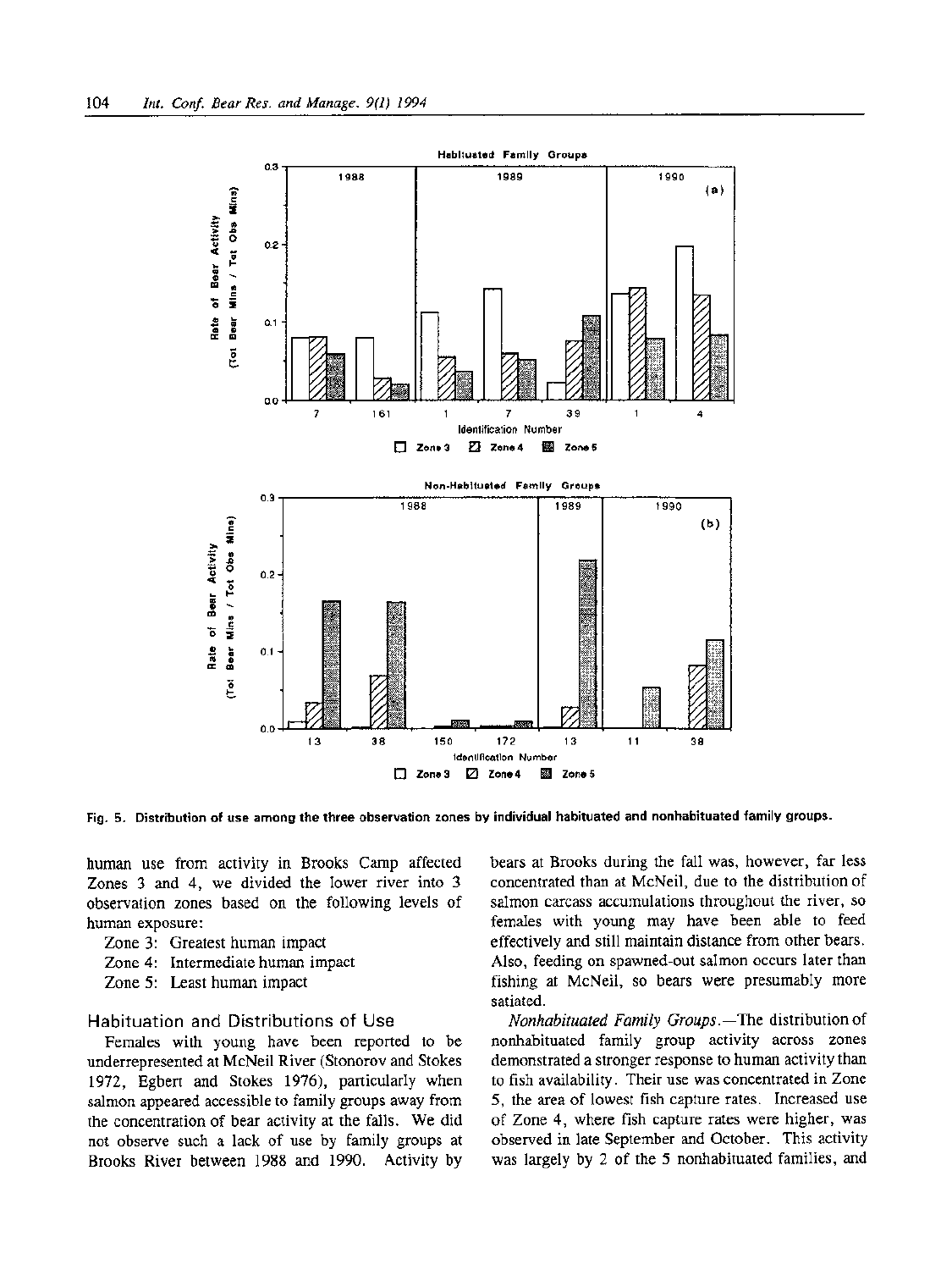Fig. 5. Distribution of use among the three observation zones by individual habituated and nonhabituated family groups.

human use from activity in Brooks Camp affected Zones 3 and 4, we divided the lower river into 3 observation zones based on the following levels of human exposure:

Zone 3: Greatest human impact
Zone 4: Intermediate human impact
Zone 5: Least human impact

### Habituation and Distributions of Use

Females with young have been reported to be underrepresented at McNeil River (Stonorov and Stokes 1972, Egbert and Stokes 1976), particularly when salmon appeared accessible to family groups away from the concentration of bear activity at the falls. We did not observe such a lack of use by family groups at Brooks River between 1988 and 1990. Activity by bears at Brooks during the fall was, however, far less concentrated than at McNeil, due to the distribution of salmon carcass accumulations throughout the river, so females with young may have been able to feed effectively and still maintain distance from other bears. Also, feeding on spawned-out salmon occurs later than fishing at McNeil, so bears were presumably more satiated.

*Nonhabituated Family Groups.*—The distribution of nonhabituated family group activity across zones demonstrated a stronger response to human activity than to fish availability. Their use was concentrated in Zone 5, the area of lowest fish capture rates. Increased use of Zone 4, where fish capture rates were higher, was observed in late September and October. This activity was largely by 2 of the 5 nonhabituated families, and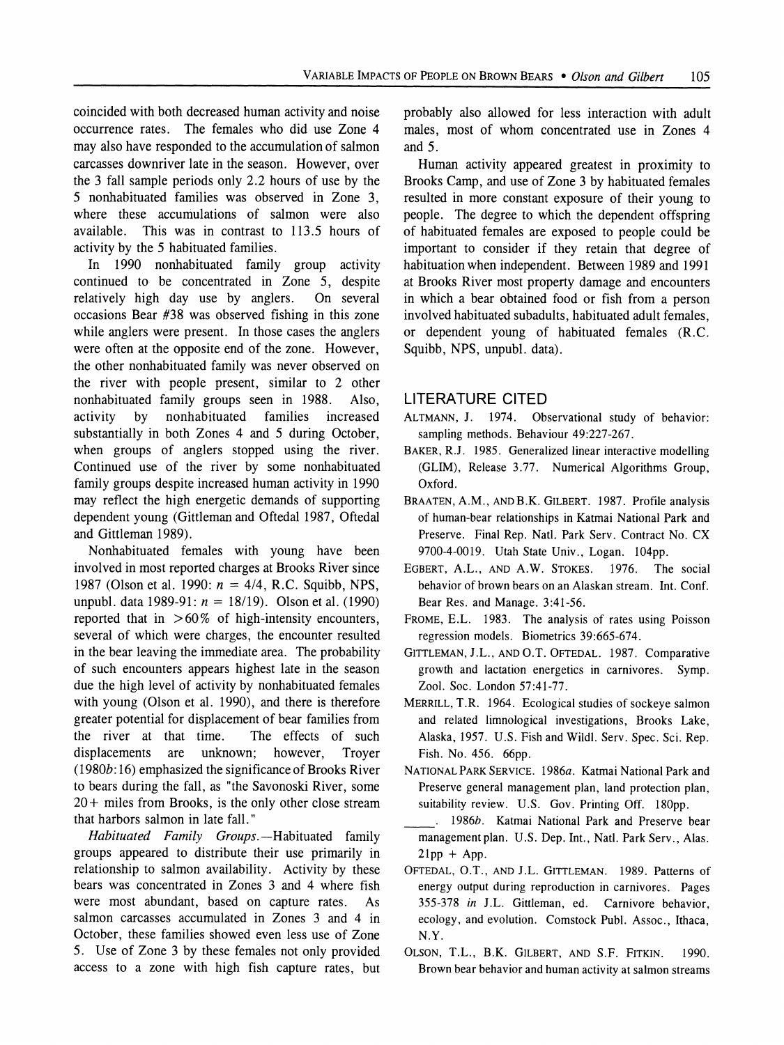coincided with both decreased human activity and noise occurrence rates. The females who did use Zone 4 may also have responded to the accumulation of salmon carcasses downriver late in the season. However, over the 3 fall sample periods only 2.2 hours of use by the 5 nonhabituated families was observed in Zone 3, where these accumulations of salmon were also available. This was in contrast to 113.5 hours of activity by the 5 habituated families.

In 1990 nonhabituated family group activity continued to be concentrated in Zone 5, despite relatively high day use by anglers. On several occasions Bear #38 was observed fishing in this zone while anglers were present. In those cases the anglers were often at the opposite end of the zone. However, the other nonhabituated family was never observed on the river with people present, similar to 2 other nonhabituated family groups seen in 1988. Also, activity by nonhabituated families increased substantially in both Zones 4 and 5 during October, when groups of anglers stopped using the river. Continued use of the river by some nonhabituated family groups despite increased human activity in 1990 may reflect the high energetic demands of supporting dependent young (Gittleman and Oftedal 1987, Oftedal and Gittleman 1989).

Nonhabituated females with young have been involved in most reported charges at Brooks River since 1987 (Olson et al. 1990: $n = 4/4$, R.C. Squibb, NPS, unpubl. data 1989-91: $n = 18/19$). Olson et al. (1990) reported that in $>60\%$ of high-intensity encounters, several of which were charges, the encounter resulted in the bear leaving the immediate area. The probability of such encounters appears highest late in the season due the high level of activity by nonhabituated females with young (Olson et al. 1990), and there is therefore greater potential for displacement of bear families from the river at that time. The effects of such displacements are unknown; however, Troyer (1980*b*:16) emphasized the significance of Brooks River to bears during the fall, as "the Savonoski River, some 20+ miles from Brooks, is the only other close stream that harbors salmon in late fall."

*Habituated Family Groups.*—Habituated family groups appeared to distribute their use primarily in relationship to salmon availability. Activity by these bears was concentrated in Zones 3 and 4 where fish were most abundant, based on capture rates. As salmon carcasses accumulated in Zones 3 and 4 in October, these families showed even less use of Zone 5. Use of Zone 3 by these females not only provided access to a zone with high fish capture rates, but probably also allowed for less interaction with adult males, most of whom concentrated use in Zones 4 and 5.

Human activity appeared greatest in proximity to Brooks Camp, and use of Zone 3 by habituated females resulted in more constant exposure of their young to people. The degree to which the dependent offspring of habituated females are exposed to people could be important to consider if they retain that degree of habituation when independent. Between 1989 and 1991 at Brooks River most property damage and encounters in which a bear obtained food or fish from a person involved habituated subadults, habituated adult females, or dependent young of habituated females (R.C. Squibb, NPS, unpubl. data).

## LITERATURE CITED

ALTMANN, J. 1974. Observational study of behavior: sampling methods. Behaviour 49:227-267.

BAKER, R.J. 1985. Generalized linear interactive modelling (GLIM), Release 3.77. Numerical Algorithms Group, Oxford.

BRAATEN, A.M., AND B.K. GILBERT. 1987. Profile analysis of human-bear relationships in Katmai National Park and Preserve. Final Rep. Natl. Park Serv. Contract No. CX 9700-4-0019. Utah State Univ., Logan. 104pp.

EGBERT, A.L., AND A.W. STOKES. 1976. The social behavior of brown bears on an Alaskan stream. Int. Conf. Bear Res. and Manage. 3:41-56.

FROME, E.L. 1983. The analysis of rates using Poisson regression models. Biometrics 39:665-674.

GITTLEMAN, J.L., AND O.T. OFTEDAL. 1987. Comparative growth and lactation energetics in carnivores. Symp. Zool. Soc. London 57:41-77.

MERRILL, T.R. 1964. Ecological studies of sockeye salmon and related limnological investigations, Brooks Lake, Alaska, 1957. U.S. Fish and Wildl. Serv. Spec. Sci. Rep. Fish. No. 456. 66pp.

NATIONAL PARK SERVICE. 1986*a*. Katmai National Park and Preserve general management plan, land protection plan, suitability review. U.S. Gov. Printing Off. 180pp.

\_\_\_\_\_. 1986*b*. Katmai National Park and Preserve bear management plan. U.S. Dep. Int., Natl. Park Serv., Alas. 21pp + App.

OFTEDAL, O.T., AND J.L. GITTLEMAN. 1989. Patterns of energy output during reproduction in carnivores. Pages 355-378 *in* J.L. Gittleman, ed. Carnivore behavior, ecology, and evolution. Comstock Publ. Assoc., Ithaca, N.Y.

OLSON, T.L., B.K. GILBERT, AND S.F. FITKIN. 1990. Brown bear behavior and human activity at salmon streams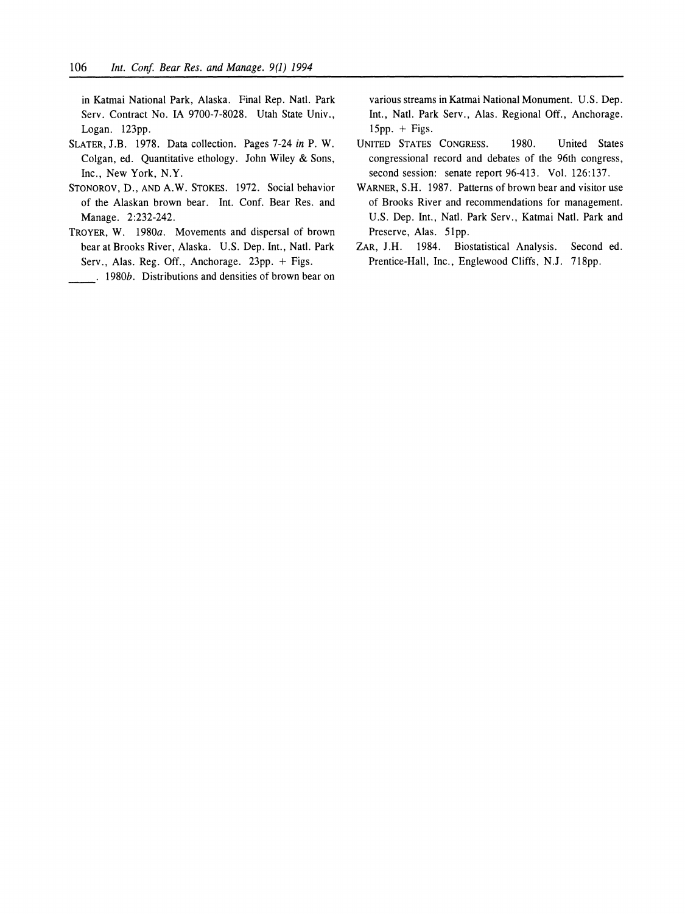in Katmai National Park, Alaska. Final Rep. Natl. Park Serv. Contract No. IA 9700-7-8028. Utah State Univ., Logan. 123pp.

SLATER, J.B. 1978. Data collection. Pages 7-24 *in* P. W. Colgan, ed. Quantitative ethology. John Wiley & Sons, Inc., New York, N.Y.

STONOROV, D., AND A.W. STOKES. 1972. Social behavior of the Alaskan brown bear. Int. Conf. Bear Res. and Manage. 2:232-242.

TROYER, W. 1980*a*. Movements and dispersal of brown bear at Brooks River, Alaska. U.S. Dep. Int., Natl. Park Serv., Alas. Reg. Off., Anchorage. 23pp. + Figs.

_____. 1980*b*. Distributions and densities of brown bear on various streams in Katmai National Monument. U.S. Dep. Int., Natl. Park Serv., Alas. Regional Off., Anchorage. 15pp. + Figs.

UNITED STATES CONGRESS. 1980. United States congressional record and debates of the 96th congress, second session: senate report 96-413. Vol. 126:137.

WARNER, S.H. 1987. Patterns of brown bear and visitor use of Brooks River and recommendations for management. U.S. Dep. Int., Natl. Park Serv., Katmai Natl. Park and Preserve, Alas. 51pp.

ZAR, J.H. 1984. Biostatistical Analysis. Second ed. Prentice-Hall, Inc., Englewood Cliffs, N.J. 718pp.